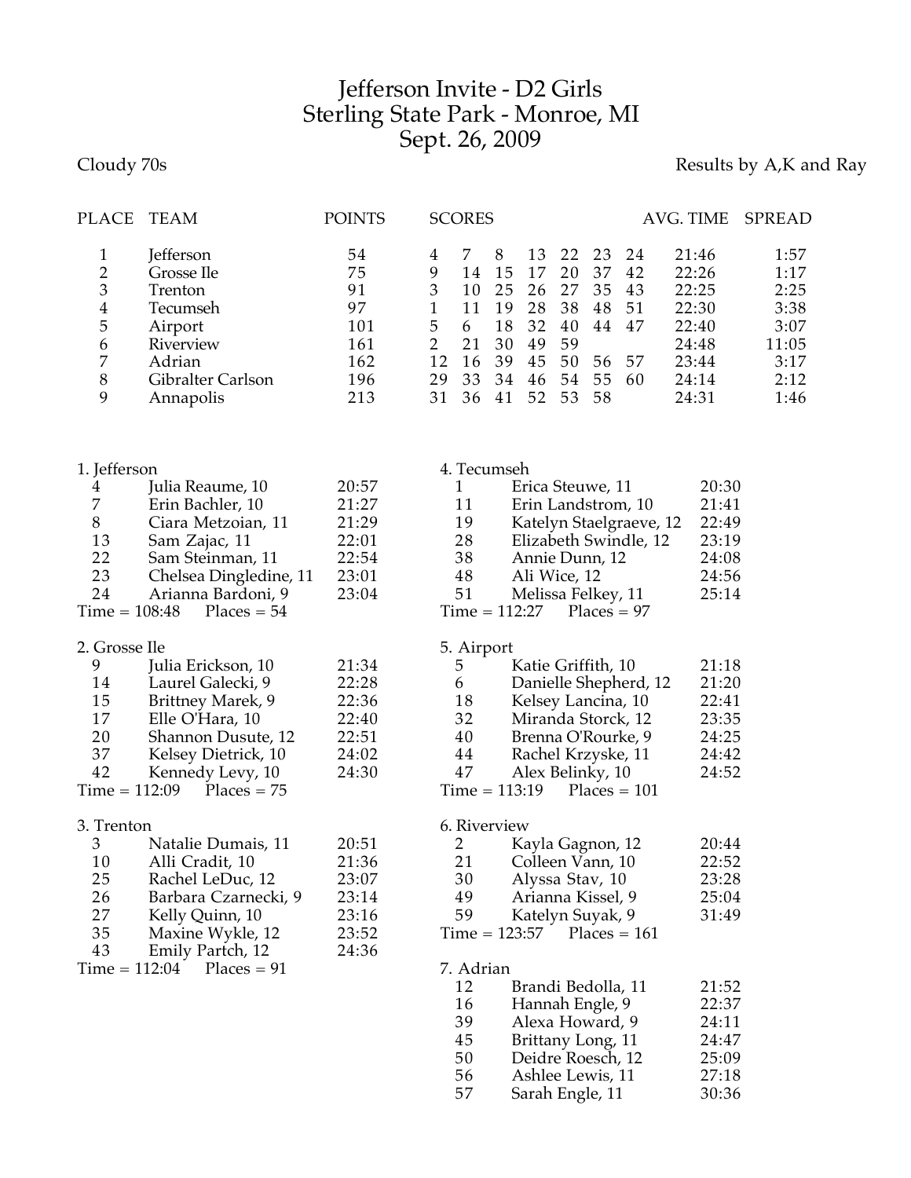# Jefferson Invite - D2 Girls
# Sterling State Park - Monroe, MI
# Sept. 26, 2009

Cloudy 70s

Results by A,K and Ray

| PLACE | TEAM | POINTS | SCORES | | | | | | | AVG. TIME | SPREAD |
|---|---|---|---|---|---|---|---|---|---|---|---|
| 1 | Jefferson | 54 | 4 | 7 | 8 | 13 | 22 | 23 | 24 | 21:46 | 1:57 |
| 2 | Grosse Ile | 75 | 9 | 14 | 15 | 17 | 20 | 37 | 42 | 22:26 | 1:17 |
| 3 | Trenton | 91 | 3 | 10 | 25 | 26 | 27 | 35 | 43 | 22:25 | 2:25 |
| 4 | Tecumseh | 97 | 1 | 11 | 19 | 28 | 38 | 48 | 51 | 22:30 | 3:38 |
| 5 | Airport | 101 | 5 | 6 | 18 | 32 | 40 | 44 | 47 | 22:40 | 3:07 |
| 6 | Riverview | 161 | 2 | 21 | 30 | 49 | 59 | | | 24:48 | 11:05 |
| 7 | Adrian | 162 | 12 | 16 | 39 | 45 | 50 | 56 | 57 | 23:44 | 3:17 |
| 8 | Gibralter Carlson | 196 | 29 | 33 | 34 | 46 | 54 | 55 | 60 | 24:14 | 2:12 |
| 9 | Annapolis | 213 | 31 | 36 | 41 | 52 | 53 | 58 | | 24:31 | 1:46 |

1. Jefferson

| Place | Name | Time |
|---|---|---|
| 4 | Julia Reaume, 10 | 20:57 |
| 7 | Erin Bachler, 10 | 21:27 |
| 8 | Ciara Metzoian, 11 | 21:29 |
| 13 | Sam Zajac, 11 | 22:01 |
| 22 | Sam Steinman, 11 | 22:54 |
| 23 | Chelsea Dingledine, 11 | 23:01 |
| 24 | Arianna Bardoni, 9 | 23:04 |

Time = 108:48 Places = 54

2. Grosse Ile

| Place | Name | Time |
|---|---|---|
| 9 | Julia Erickson, 10 | 21:34 |
| 14 | Laurel Galecki, 9 | 22:28 |
| 15 | Brittney Marek, 9 | 22:36 |
| 17 | Elle O'Hara, 10 | 22:40 |
| 20 | Shannon Dusute, 12 | 22:51 |
| 37 | Kelsey Dietrick, 10 | 24:02 |
| 42 | Kennedy Levy, 10 | 24:30 |

Time = 112:09 Places = 75

3. Trenton

| Place | Name | Time |
|---|---|---|
| 3 | Natalie Dumais, 11 | 20:51 |
| 10 | Alli Cradit, 10 | 21:36 |
| 25 | Rachel LeDuc, 12 | 23:07 |
| 26 | Barbara Czarnecki, 9 | 23:14 |
| 27 | Kelly Quinn, 10 | 23:16 |
| 35 | Maxine Wykle, 12 | 23:52 |
| 43 | Emily Partch, 12 | 24:36 |

Time = 112:04 Places = 91

4. Tecumseh

| Place | Name | Time |
|---|---|---|
| 1 | Erica Steuwe, 11 | 20:30 |
| 11 | Erin Landstrom, 10 | 21:41 |
| 19 | Katelyn Staelgraeve, 12 | 22:49 |
| 28 | Elizabeth Swindle, 12 | 23:19 |
| 38 | Annie Dunn, 12 | 24:08 |
| 48 | Ali Wice, 12 | 24:56 |
| 51 | Melissa Felkey, 11 | 25:14 |

Time = 112:27 Places = 97

5. Airport

| Place | Name | Time |
|---|---|---|
| 5 | Katie Griffith, 10 | 21:18 |
| 6 | Danielle Shepherd, 12 | 21:20 |
| 18 | Kelsey Lancina, 10 | 22:41 |
| 32 | Miranda Storck, 12 | 23:35 |
| 40 | Brenna O'Rourke, 9 | 24:25 |
| 44 | Rachel Krzyske, 11 | 24:42 |
| 47 | Alex Belinky, 10 | 24:52 |

Time = 113:19 Places = 101

6. Riverview

| Place | Name | Time |
|---|---|---|
| 2 | Kayla Gagnon, 12 | 20:44 |
| 21 | Colleen Vann, 10 | 22:52 |
| 30 | Alyssa Stav, 10 | 23:28 |
| 49 | Arianna Kissel, 9 | 25:04 |
| 59 | Katelyn Suyak, 9 | 31:49 |

Time = 123:57 Places = 161

7. Adrian

| Place | Name | Time |
|---|---|---|
| 12 | Brandi Bedolla, 11 | 21:52 |
| 16 | Hannah Engle, 9 | 22:37 |
| 39 | Alexa Howard, 9 | 24:11 |
| 45 | Brittany Long, 11 | 24:47 |
| 50 | Deidre Roesch, 12 | 25:09 |
| 56 | Ashlee Lewis, 11 | 27:18 |
| 57 | Sarah Engle, 11 | 30:36 |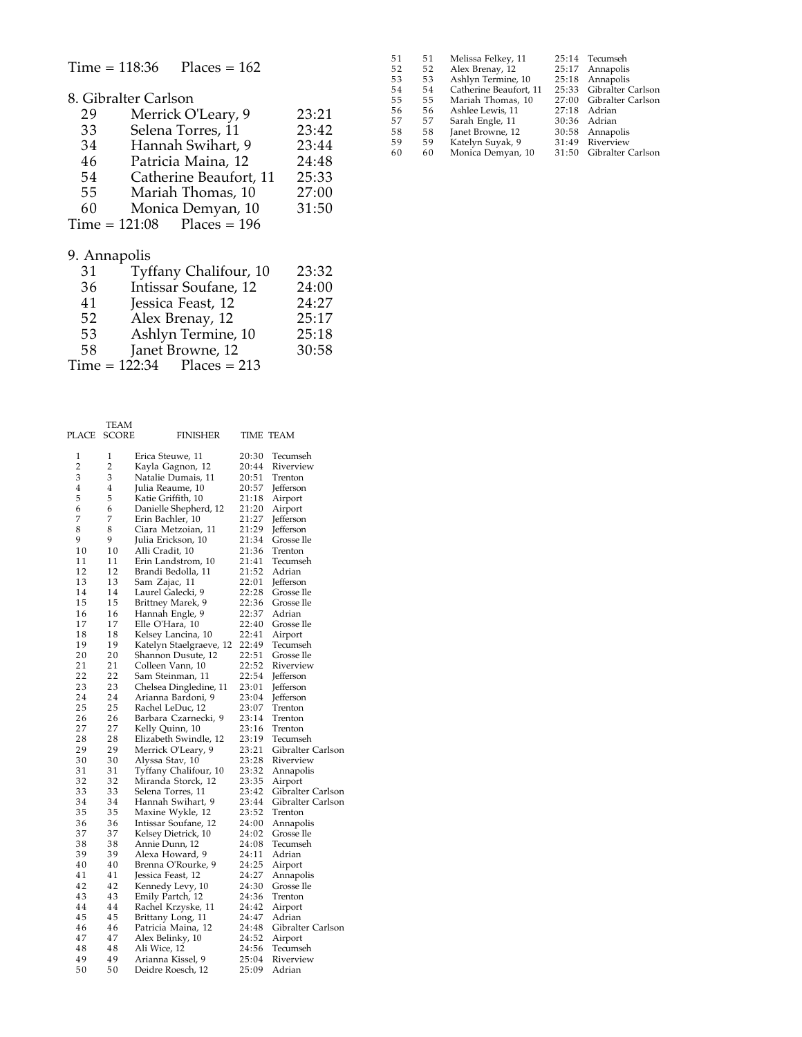Time = 118:36 Places = 162

8. Gibralter Carlson

| | | |
|---|---|---|
| 29 | Merrick O'Leary, 9 | 23:21 |
| 33 | Selena Torres, 11 | 23:42 |
| 34 | Hannah Swihart, 9 | 23:44 |
| 46 | Patricia Maina, 12 | 24:48 |
| 54 | Catherine Beaufort, 11 | 25:33 |
| 55 | Mariah Thomas, 10 | 27:00 |
| 60 | Monica Demyan, 10 | 31:50 |

Time = 121:08 Places = 196

9. Annapolis

| | | |
|---|---|---|
| 31 | Tyffany Chalifour, 10 | 23:32 |
| 36 | Intissar Soufane, 12 | 24:00 |
| 41 | Jessica Feast, 12 | 24:27 |
| 52 | Alex Brenay, 12 | 25:17 |
| 53 | Ashlyn Termine, 10 | 25:18 |
| 58 | Janet Browne, 12 | 30:58 |

Time = 122:34 Places = 213

| PLACE | TEAM SCORE | FINISHER | TIME | TEAM |
|---|---|---|---|---|
| 1 | 1 | Erica Steuwe, 11 | 20:30 | Tecumseh |
| 2 | 2 | Kayla Gagnon, 12 | 20:44 | Riverview |
| 3 | 3 | Natalie Dumais, 11 | 20:51 | Trenton |
| 4 | 4 | Julia Reaume, 10 | 20:57 | Jefferson |
| 5 | 5 | Katie Griffith, 10 | 21:18 | Airport |
| 6 | 6 | Danielle Shepherd, 12 | 21:20 | Airport |
| 7 | 7 | Erin Bachler, 10 | 21:27 | Jefferson |
| 8 | 8 | Ciara Metzoian, 11 | 21:29 | Jefferson |
| 9 | 9 | Julia Erickson, 10 | 21:34 | Grosse Ile |
| 10 | 10 | Alli Cradit, 10 | 21:36 | Trenton |
| 11 | 11 | Erin Landstrom, 10 | 21:41 | Tecumseh |
| 12 | 12 | Brandi Bedolla, 11 | 21:52 | Adrian |
| 13 | 13 | Sam Zajac, 11 | 22:01 | Jefferson |
| 14 | 14 | Laurel Galecki, 9 | 22:28 | Grosse Ile |
| 15 | 15 | Brittney Marek, 9 | 22:36 | Grosse Ile |
| 16 | 16 | Hannah Engle, 9 | 22:37 | Adrian |
| 17 | 17 | Elle O'Hara, 10 | 22:40 | Grosse Ile |
| 18 | 18 | Kelsey Lancina, 10 | 22:41 | Airport |
| 19 | 19 | Katelyn Staelgraeve, 12 | 22:49 | Tecumseh |
| 20 | 20 | Shannon Dusute, 12 | 22:51 | Grosse Ile |
| 21 | 21 | Colleen Vann, 10 | 22:52 | Riverview |
| 22 | 22 | Sam Steinman, 11 | 22:54 | Jefferson |
| 23 | 23 | Chelsea Dingledine, 11 | 23:01 | Jefferson |
| 24 | 24 | Arianna Bardoni, 9 | 23:04 | Jefferson |
| 25 | 25 | Rachel LeDuc, 12 | 23:07 | Trenton |
| 26 | 26 | Barbara Czarnecki, 9 | 23:14 | Trenton |
| 27 | 27 | Kelly Quinn, 10 | 23:16 | Trenton |
| 28 | 28 | Elizabeth Swindle, 12 | 23:19 | Tecumseh |
| 29 | 29 | Merrick O'Leary, 9 | 23:21 | Gibralter Carlson |
| 30 | 30 | Alyssa Stav, 10 | 23:28 | Riverview |
| 31 | 31 | Tyffany Chalifour, 10 | 23:32 | Annapolis |
| 32 | 32 | Miranda Storck, 12 | 23:35 | Airport |
| 33 | 33 | Selena Torres, 11 | 23:42 | Gibralter Carlson |
| 34 | 34 | Hannah Swihart, 9 | 23:44 | Gibralter Carlson |
| 35 | 35 | Maxine Wykle, 12 | 23:52 | Trenton |
| 36 | 36 | Intissar Soufane, 12 | 24:00 | Annapolis |
| 37 | 37 | Kelsey Dietrick, 10 | 24:02 | Grosse Ile |
| 38 | 38 | Annie Dunn, 12 | 24:08 | Tecumseh |
| 39 | 39 | Alexa Howard, 9 | 24:11 | Adrian |
| 40 | 40 | Brenna O'Rourke, 9 | 24:25 | Airport |
| 41 | 41 | Jessica Feast, 12 | 24:27 | Annapolis |
| 42 | 42 | Kennedy Levy, 10 | 24:30 | Grosse Ile |
| 43 | 43 | Emily Partch, 12 | 24:36 | Trenton |
| 44 | 44 | Rachel Krzyske, 11 | 24:42 | Airport |
| 45 | 45 | Brittany Long, 11 | 24:47 | Adrian |
| 46 | 46 | Patricia Maina, 12 | 24:48 | Gibralter Carlson |
| 47 | 47 | Alex Belinky, 10 | 24:52 | Airport |
| 48 | 48 | Ali Wice, 12 | 24:56 | Tecumseh |
| 49 | 49 | Arianna Kissel, 9 | 25:04 | Riverview |
| 50 | 50 | Deidre Roesch, 12 | 25:09 | Adrian |
| 51 | 51 | Melissa Felkey, 11 | 25:14 | Tecumseh |
| 52 | 52 | Alex Brenay, 12 | 25:17 | Annapolis |
| 53 | 53 | Ashlyn Termine, 10 | 25:18 | Annapolis |
| 54 | 54 | Catherine Beaufort, 11 | 25:33 | Gibralter Carlson |
| 55 | 55 | Mariah Thomas, 10 | 27:00 | Gibralter Carlson |
| 56 | 56 | Ashlee Lewis, 11 | 27:18 | Adrian |
| 57 | 57 | Sarah Engle, 11 | 30:36 | Adrian |
| 58 | 58 | Janet Browne, 12 | 30:58 | Annapolis |
| 59 | 59 | Katelyn Suyak, 9 | 31:49 | Riverview |
| 60 | 60 | Monica Demyan, 10 | 31:50 | Gibralter Carlson |